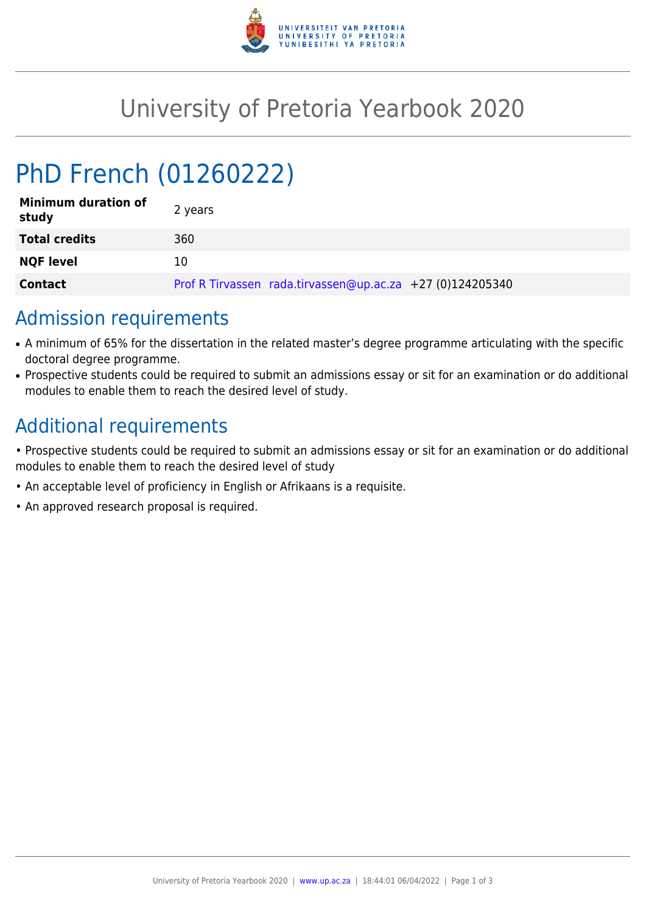# University of Pretoria Yearbook 2020

# PhD French (01260222)

| | |
|---|---|
| **Minimum duration of study** | 2 years |
| **Total credits** | 360 |
| **NQF level** | 10 |
| **Contact** | Prof R Tirvassen rada.tirvassen@up.ac.za +27 (0)124205340 |

## Admission requirements

- A minimum of 65% for the dissertation in the related master's degree programme articulating with the specific doctoral degree programme.
- Prospective students could be required to submit an admissions essay or sit for an examination or do additional modules to enable them to reach the desired level of study.

## Additional requirements

• Prospective students could be required to submit an admissions essay or sit for an examination or do additional modules to enable them to reach the desired level of study

• An acceptable level of proficiency in English or Afrikaans is a requisite.

• An approved research proposal is required.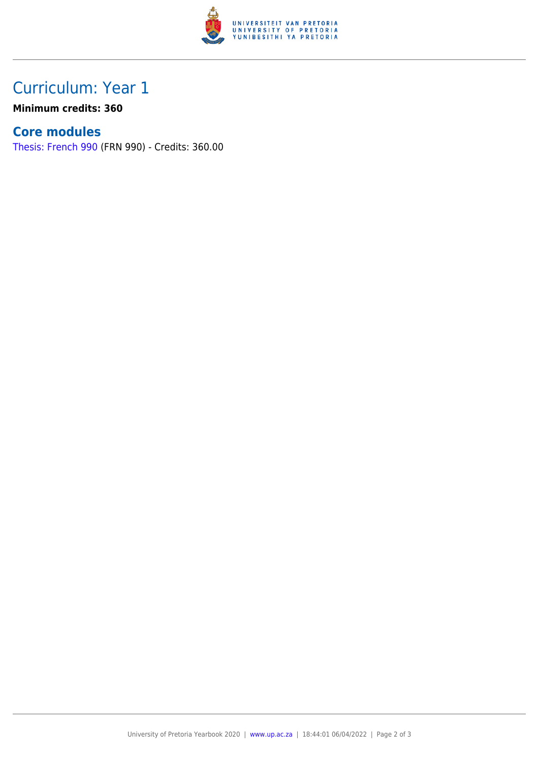## Curriculum: Year 1

**Minimum credits: 360**

### Core modules

Thesis: French 990 (FRN 990) - Credits: 360.00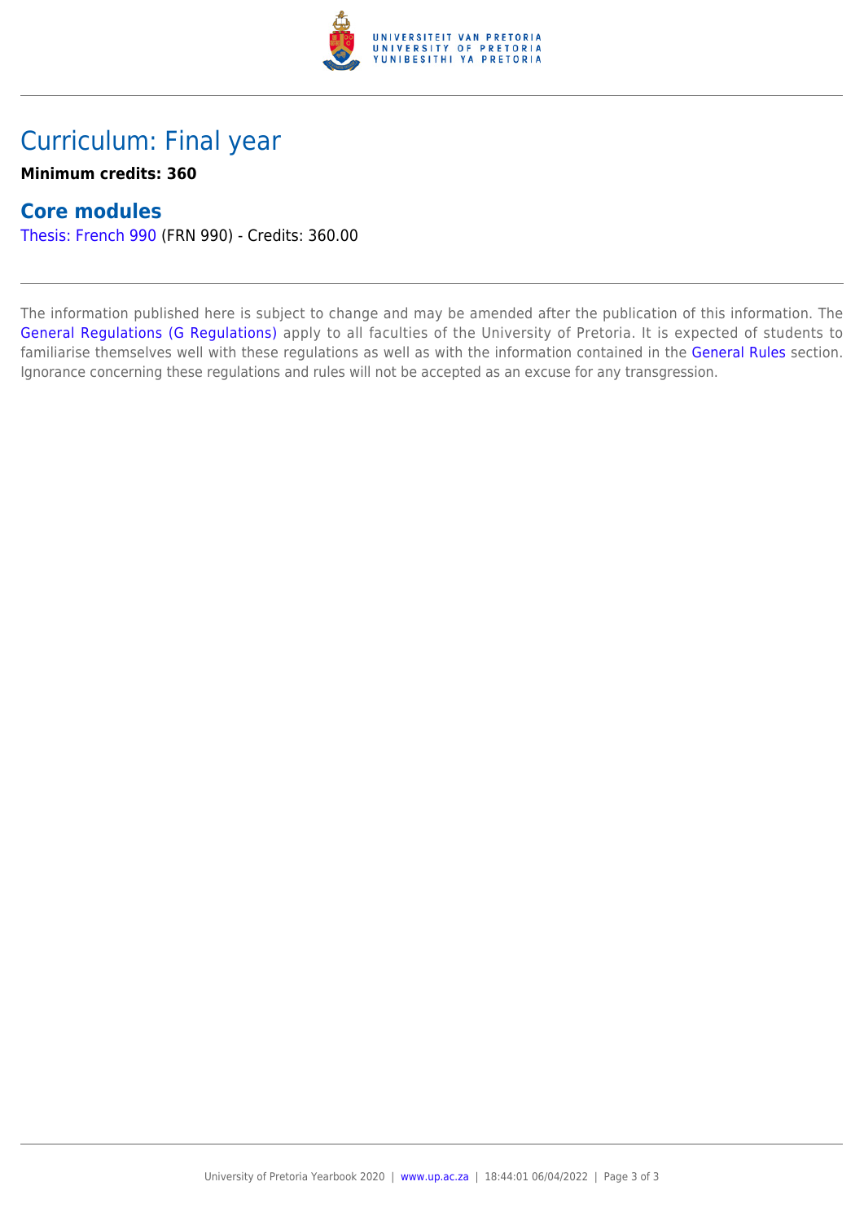## Curriculum: Final year

**Minimum credits: 360**

### Core modules

Thesis: French 990 (FRN 990) - Credits: 360.00

The information published here is subject to change and may be amended after the publication of this information. The General Regulations (G Regulations) apply to all faculties of the University of Pretoria. It is expected of students to familiarise themselves well with these regulations as well as with the information contained in the General Rules section. Ignorance concerning these regulations and rules will not be accepted as an excuse for any transgression.